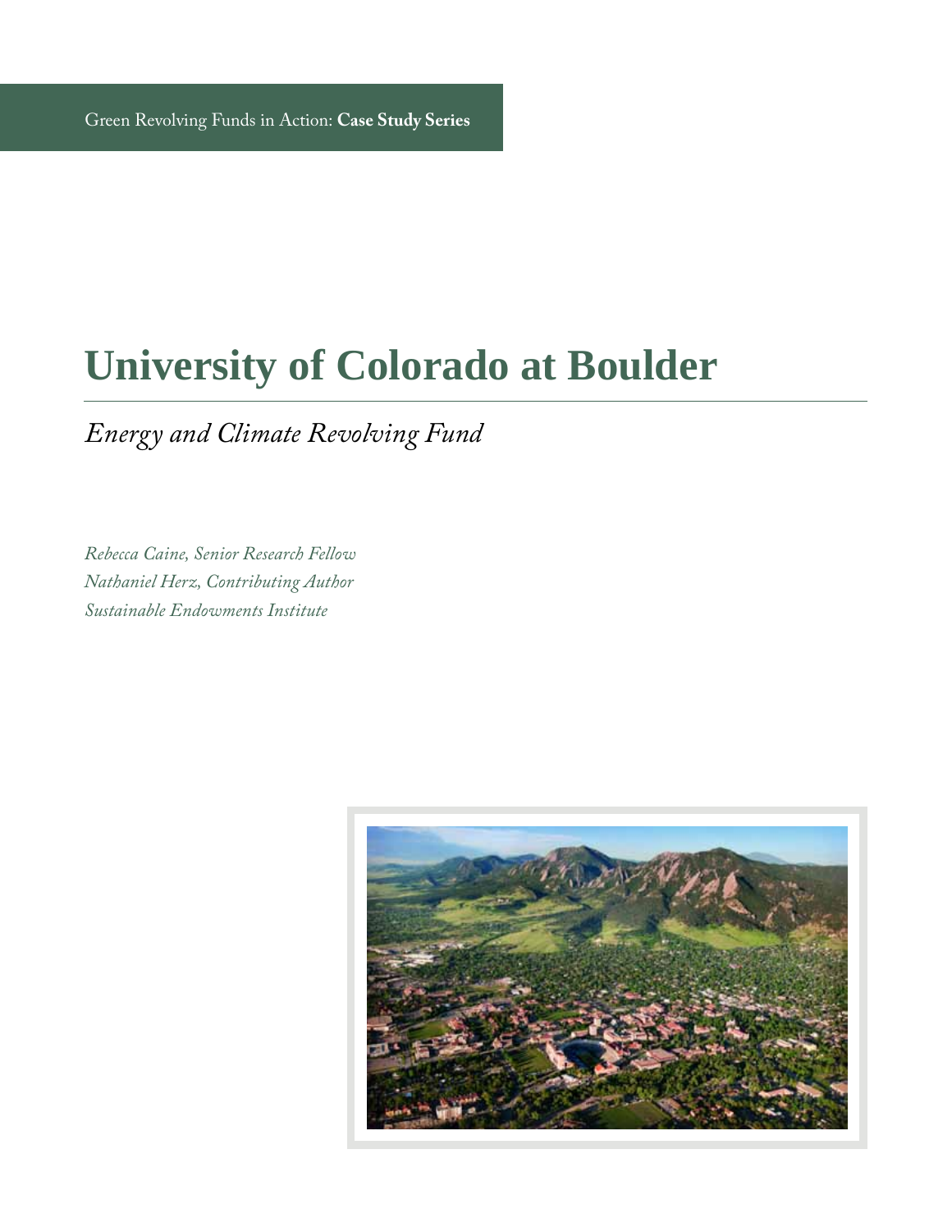Green Revolving Funds in Action: **Case Study Series**

# University of Colorado at Boulder

## *Energy and Climate Revolving Fund*

*Rebecca Caine, Senior Research Fellow*
*Nathaniel Herz, Contributing Author*
*Sustainable Endowments Institute*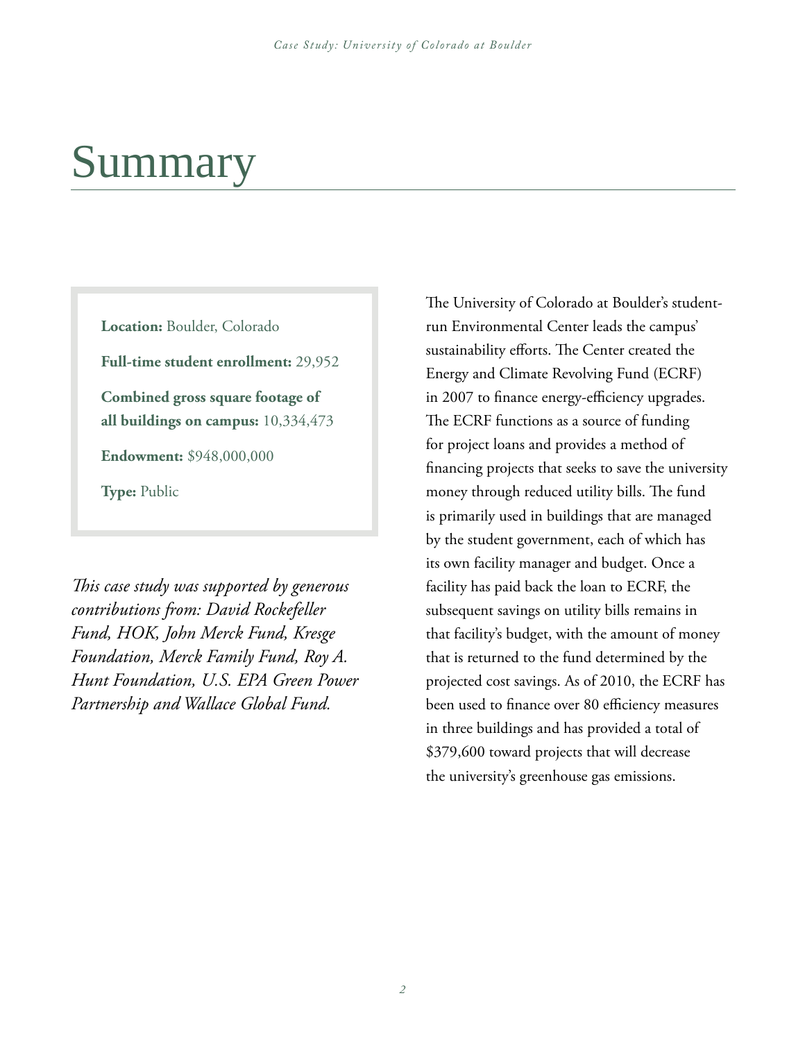# Summary

**Location:** Boulder, Colorado

**Full-time student enrollment:** 29,952

**Combined gross square footage of all buildings on campus:** 10,334,473

**Endowment:** $948,000,000

**Type:** Public

*This case study was supported by generous contributions from: David Rockefeller Fund, HOK, John Merck Fund, Kresge Foundation, Merck Family Fund, Roy A. Hunt Foundation, U.S. EPA Green Power Partnership and Wallace Global Fund.*

The University of Colorado at Boulder's student-run Environmental Center leads the campus' sustainability efforts. The Center created the Energy and Climate Revolving Fund (ECRF) in 2007 to finance energy-efficiency upgrades. The ECRF functions as a source of funding for project loans and provides a method of financing projects that seeks to save the university money through reduced utility bills. The fund is primarily used in buildings that are managed by the student government, each of which has its own facility manager and budget. Once a facility has paid back the loan to ECRF, the subsequent savings on utility bills remains in that facility's budget, with the amount of money that is returned to the fund determined by the projected cost savings. As of 2010, the ECRF has been used to finance over 80 efficiency measures in three buildings and has provided a total of $379,600 toward projects that will decrease the university's greenhouse gas emissions.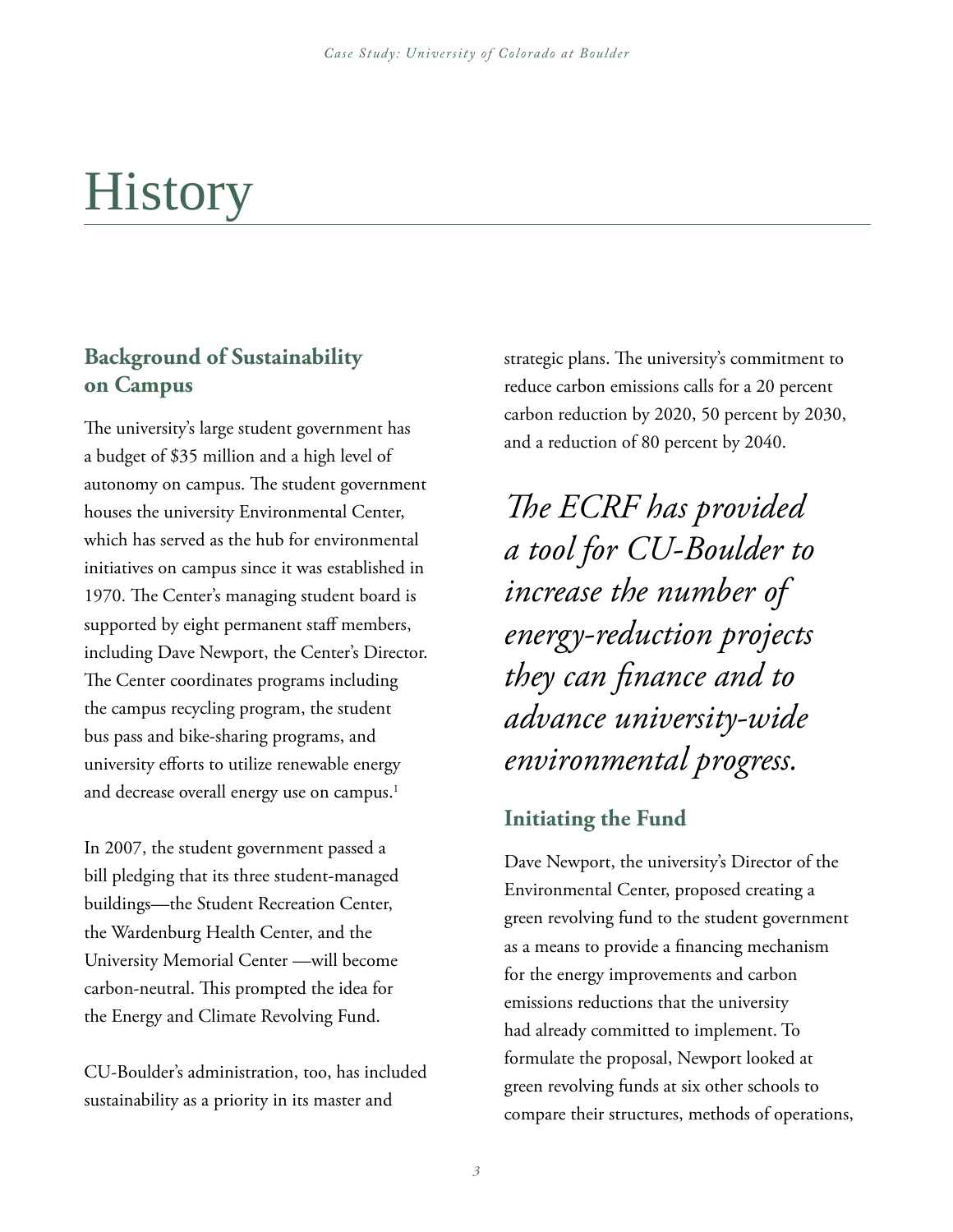# History

## Background of Sustainability on Campus

The university's large student government has a budget of $35 million and a high level of autonomy on campus. The student government houses the university Environmental Center, which has served as the hub for environmental initiatives on campus since it was established in 1970. The Center's managing student board is supported by eight permanent staff members, including Dave Newport, the Center's Director. The Center coordinates programs including the campus recycling program, the student bus pass and bike-sharing programs, and university efforts to utilize renewable energy and decrease overall energy use on campus.[1]

In 2007, the student government passed a bill pledging that its three student-managed buildings—the Student Recreation Center, the Wardenburg Health Center, and the University Memorial Center —will become carbon-neutral. This prompted the idea for the Energy and Climate Revolving Fund.

CU-Boulder's administration, too, has included sustainability as a priority in its master and strategic plans. The university's commitment to reduce carbon emissions calls for a 20 percent carbon reduction by 2020, 50 percent by 2030, and a reduction of 80 percent by 2040.

*The ECRF has provided a tool for CU-Boulder to increase the number of energy-reduction projects they can finance and to advance university-wide environmental progress.*

## Initiating the Fund

Dave Newport, the university's Director of the Environmental Center, proposed creating a green revolving fund to the student government as a means to provide a financing mechanism for the energy improvements and carbon emissions reductions that the university had already committed to implement. To formulate the proposal, Newport looked at green revolving funds at six other schools to compare their structures, methods of operations,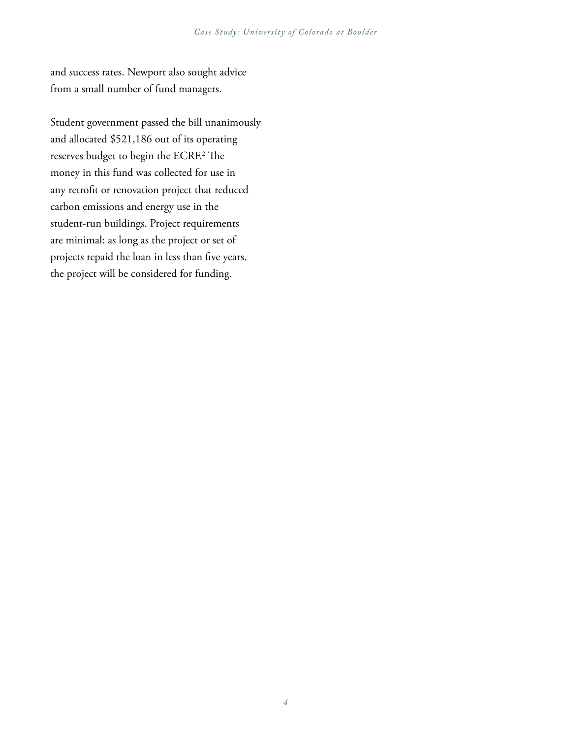and success rates. Newport also sought advice from a small number of fund managers.

Student government passed the bill unanimously and allocated $521,186 out of its operating reserves budget to begin the ECRF.[2] The money in this fund was collected for use in any retrofit or renovation project that reduced carbon emissions and energy use in the student-run buildings. Project requirements are minimal: as long as the project or set of projects repaid the loan in less than five years, the project will be considered for funding.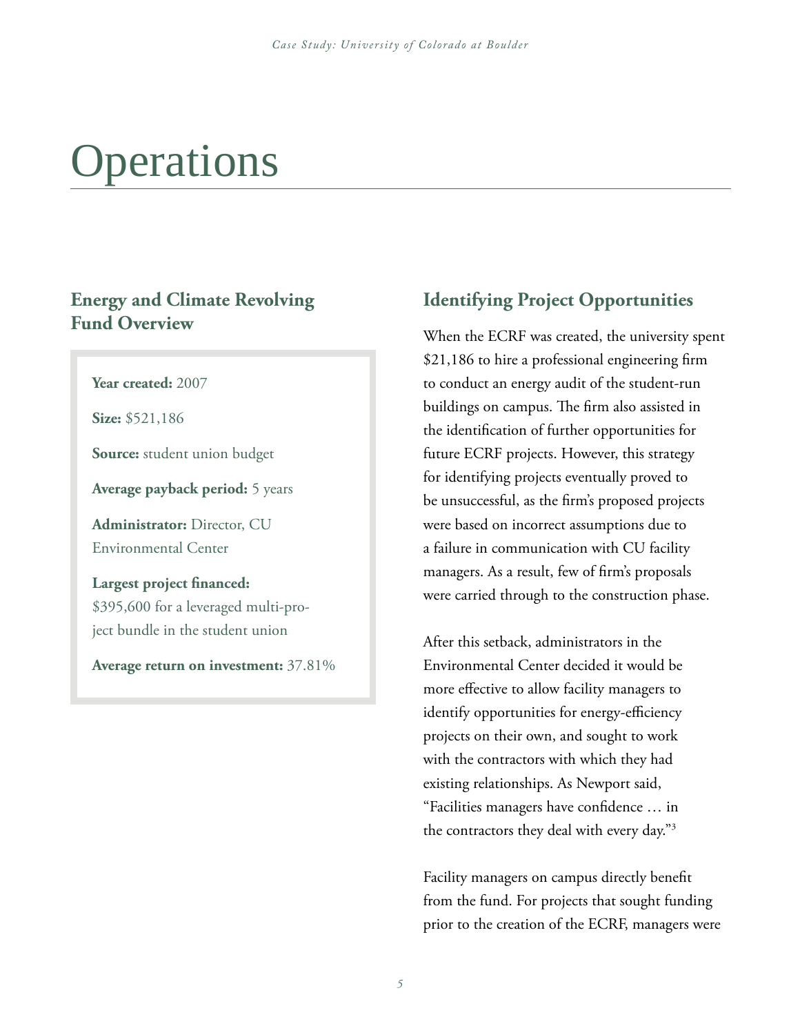# Operations

## Energy and Climate Revolving Fund Overview

**Year created:** 2007

**Size:** $521,186

**Source:** student union budget

**Average payback period:** 5 years

**Administrator:** Director, CU Environmental Center

**Largest project financed:** $395,600 for a leveraged multi-project bundle in the student union

**Average return on investment:** 37.81%

## Identifying Project Opportunities

When the ECRF was created, the university spent $21,186 to hire a professional engineering firm to conduct an energy audit of the student-run buildings on campus. The firm also assisted in the identification of further opportunities for future ECRF projects. However, this strategy for identifying projects eventually proved to be unsuccessful, as the firm's proposed projects were based on incorrect assumptions due to a failure in communication with CU facility managers. As a result, few of firm's proposals were carried through to the construction phase.

After this setback, administrators in the Environmental Center decided it would be more effective to allow facility managers to identify opportunities for energy-efficiency projects on their own, and sought to work with the contractors with which they had existing relationships. As Newport said, "Facilities managers have confidence … in the contractors they deal with every day."[3]

Facility managers on campus directly benefit from the fund. For projects that sought funding prior to the creation of the ECRF, managers were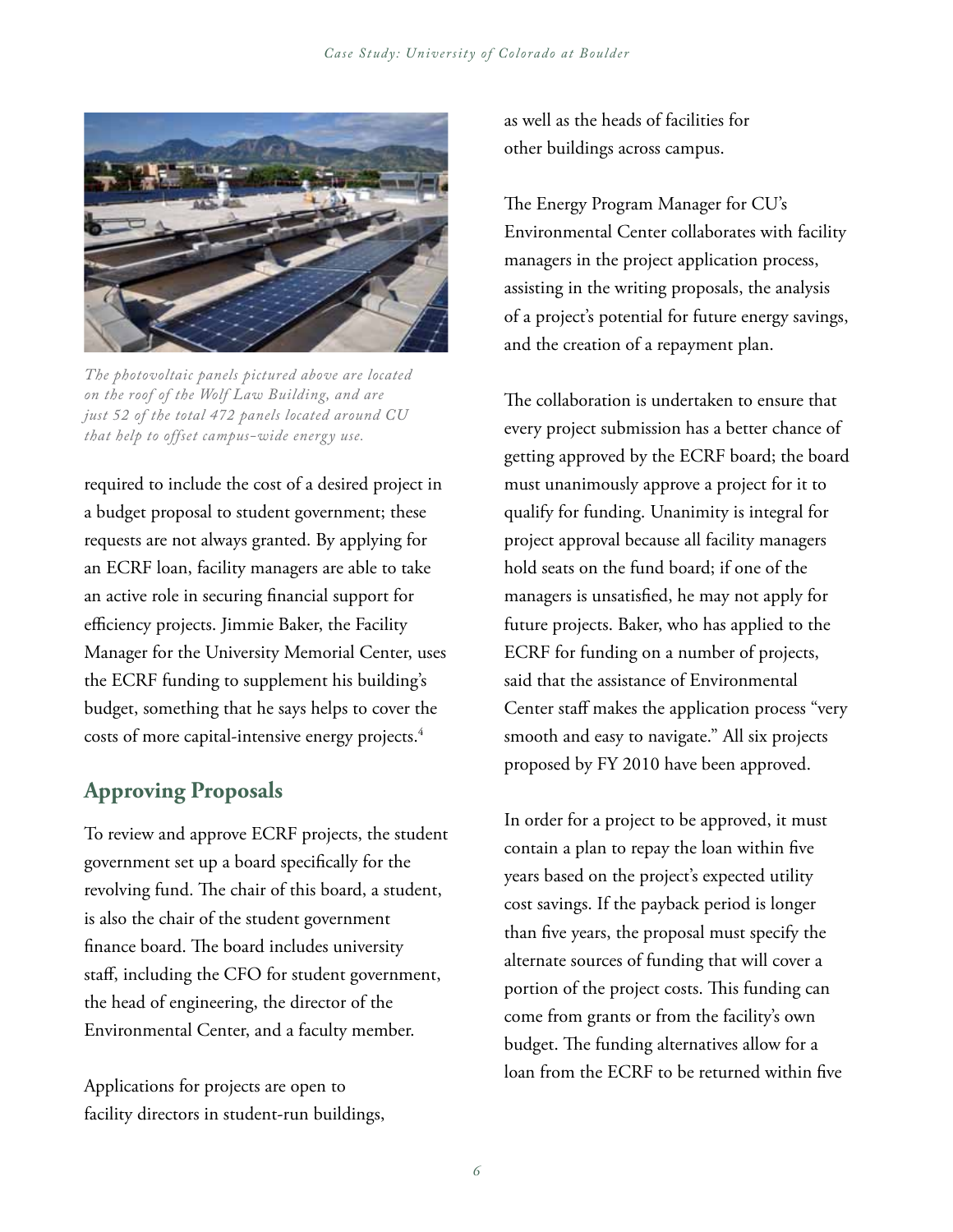*The photovoltaic panels pictured above are located on the roof of the Wolf Law Building, and are just 52 of the total 472 panels located around CU that help to offset campus-wide energy use.*

required to include the cost of a desired project in a budget proposal to student government; these requests are not always granted. By applying for an ECRF loan, facility managers are able to take an active role in securing financial support for efficiency projects. Jimmie Baker, the Facility Manager for the University Memorial Center, uses the ECRF funding to supplement his building's budget, something that he says helps to cover the costs of more capital-intensive energy projects.[4]

## Approving Proposals

To review and approve ECRF projects, the student government set up a board specifically for the revolving fund. The chair of this board, a student, is also the chair of the student government finance board. The board includes university staff, including the CFO for student government, the head of engineering, the director of the Environmental Center, and a faculty member.

Applications for projects are open to facility directors in student-run buildings, as well as the heads of facilities for other buildings across campus.

The Energy Program Manager for CU's Environmental Center collaborates with facility managers in the project application process, assisting in the writing proposals, the analysis of a project's potential for future energy savings, and the creation of a repayment plan.

The collaboration is undertaken to ensure that every project submission has a better chance of getting approved by the ECRF board; the board must unanimously approve a project for it to qualify for funding. Unanimity is integral for project approval because all facility managers hold seats on the fund board; if one of the managers is unsatisfied, he may not apply for future projects. Baker, who has applied to the ECRF for funding on a number of projects, said that the assistance of Environmental Center staff makes the application process "very smooth and easy to navigate." All six projects proposed by FY 2010 have been approved.

In order for a project to be approved, it must contain a plan to repay the loan within five years based on the project's expected utility cost savings. If the payback period is longer than five years, the proposal must specify the alternate sources of funding that will cover a portion of the project costs. This funding can come from grants or from the facility's own budget. The funding alternatives allow for a loan from the ECRF to be returned within five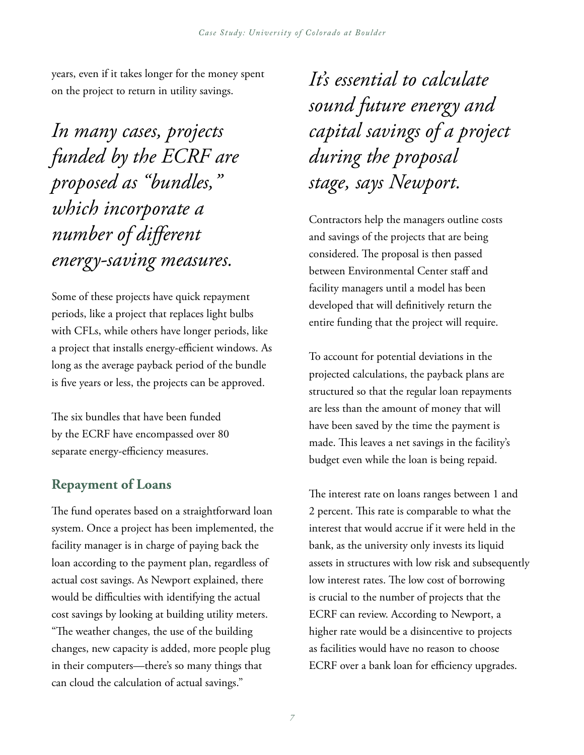years, even if it takes longer for the money spent on the project to return in utility savings.

*In many cases, projects funded by the ECRF are proposed as "bundles," which incorporate a number of different energy-saving measures.*

Some of these projects have quick repayment periods, like a project that replaces light bulbs with CFLs, while others have longer periods, like a project that installs energy-efficient windows. As long as the average payback period of the bundle is five years or less, the projects can be approved.

The six bundles that have been funded by the ECRF have encompassed over 80 separate energy-efficiency measures.

## Repayment of Loans

The fund operates based on a straightforward loan system. Once a project has been implemented, the facility manager is in charge of paying back the loan according to the payment plan, regardless of actual cost savings. As Newport explained, there would be difficulties with identifying the actual cost savings by looking at building utility meters. "The weather changes, the use of the building changes, new capacity is added, more people plug in their computers—there's so many things that can cloud the calculation of actual savings."

*It's essential to calculate sound future energy and capital savings of a project during the proposal stage, says Newport.*

Contractors help the managers outline costs and savings of the projects that are being considered. The proposal is then passed between Environmental Center staff and facility managers until a model has been developed that will definitively return the entire funding that the project will require.

To account for potential deviations in the projected calculations, the payback plans are structured so that the regular loan repayments are less than the amount of money that will have been saved by the time the payment is made. This leaves a net savings in the facility's budget even while the loan is being repaid.

The interest rate on loans ranges between 1 and 2 percent. This rate is comparable to what the interest that would accrue if it were held in the bank, as the university only invests its liquid assets in structures with low risk and subsequently low interest rates. The low cost of borrowing is crucial to the number of projects that the ECRF can review. According to Newport, a higher rate would be a disincentive to projects as facilities would have no reason to choose ECRF over a bank loan for efficiency upgrades.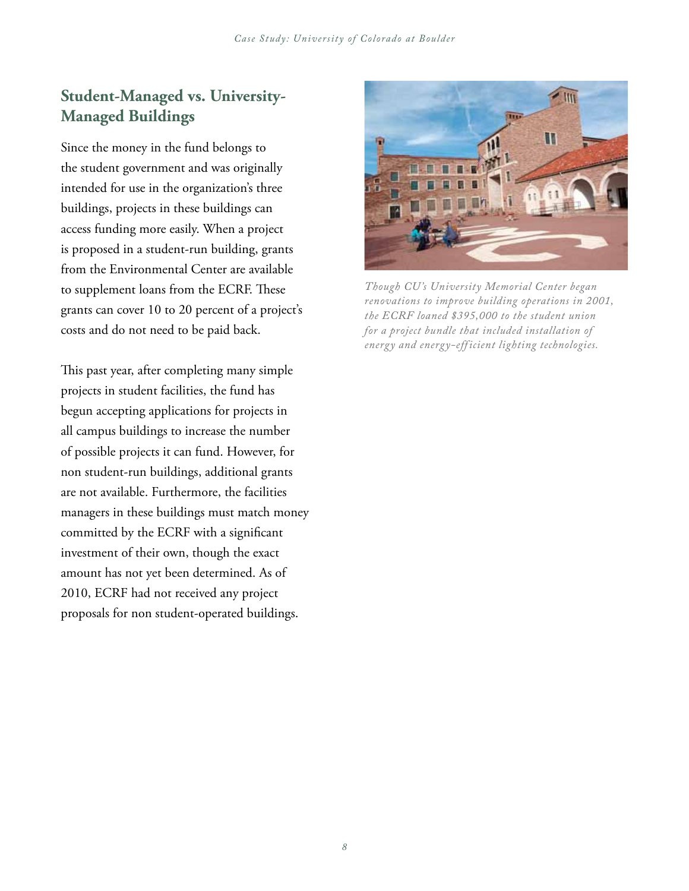## Student-Managed vs. University-Managed Buildings

Since the money in the fund belongs to the student government and was originally intended for use in the organization's three buildings, projects in these buildings can access funding more easily. When a project is proposed in a student-run building, grants from the Environmental Center are available to supplement loans from the ECRF. These grants can cover 10 to 20 percent of a project's costs and do not need to be paid back.

This past year, after completing many simple projects in student facilities, the fund has begun accepting applications for projects in all campus buildings to increase the number of possible projects it can fund. However, for non student-run buildings, additional grants are not available. Furthermore, the facilities managers in these buildings must match money committed by the ECRF with a significant investment of their own, though the exact amount has not yet been determined. As of 2010, ECRF had not received any project proposals for non student-operated buildings.

*Though CU's University Memorial Center began renovations to improve building operations in 2001, the ECRF loaned $395,000 to the student union for a project bundle that included installation of energy and energy-efficient lighting technologies.*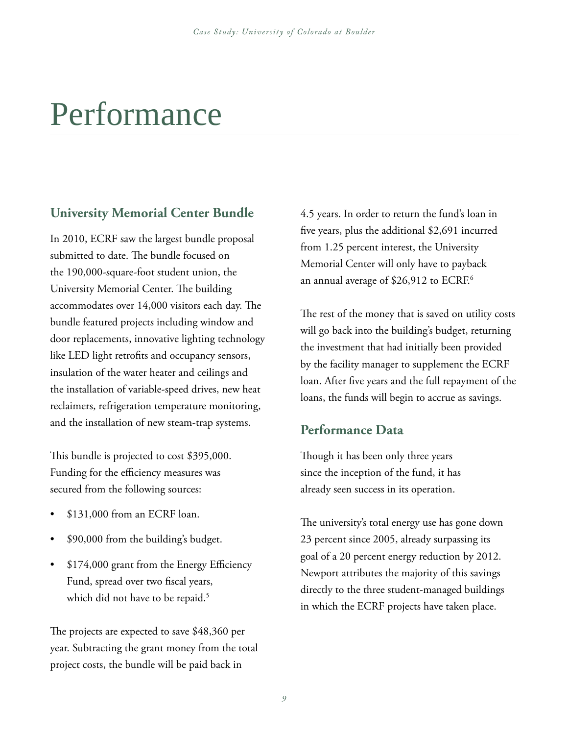# Performance

## University Memorial Center Bundle

In 2010, ECRF saw the largest bundle proposal submitted to date. The bundle focused on the 190,000-square-foot student union, the University Memorial Center. The building accommodates over 14,000 visitors each day. The bundle featured projects including window and door replacements, innovative lighting technology like LED light retrofits and occupancy sensors, insulation of the water heater and ceilings and the installation of variable-speed drives, new heat reclaimers, refrigeration temperature monitoring, and the installation of new steam-trap systems.

This bundle is projected to cost $395,000. Funding for the efficiency measures was secured from the following sources:

- $131,000 from an ECRF loan.
- $90,000 from the building's budget.
- $174,000 grant from the Energy Efficiency Fund, spread over two fiscal years, which did not have to be repaid.[5]

The projects are expected to save $48,360 per year. Subtracting the grant money from the total project costs, the bundle will be paid back in 4.5 years. In order to return the fund's loan in five years, plus the additional $2,691 incurred from 1.25 percent interest, the University Memorial Center will only have to payback an annual average of $26,912 to ECRF.[6]

The rest of the money that is saved on utility costs will go back into the building's budget, returning the investment that had initially been provided by the facility manager to supplement the ECRF loan. After five years and the full repayment of the loans, the funds will begin to accrue as savings.

## Performance Data

Though it has been only three years since the inception of the fund, it has already seen success in its operation.

The university's total energy use has gone down 23 percent since 2005, already surpassing its goal of a 20 percent energy reduction by 2012. Newport attributes the majority of this savings directly to the three student-managed buildings in which the ECRF projects have taken place.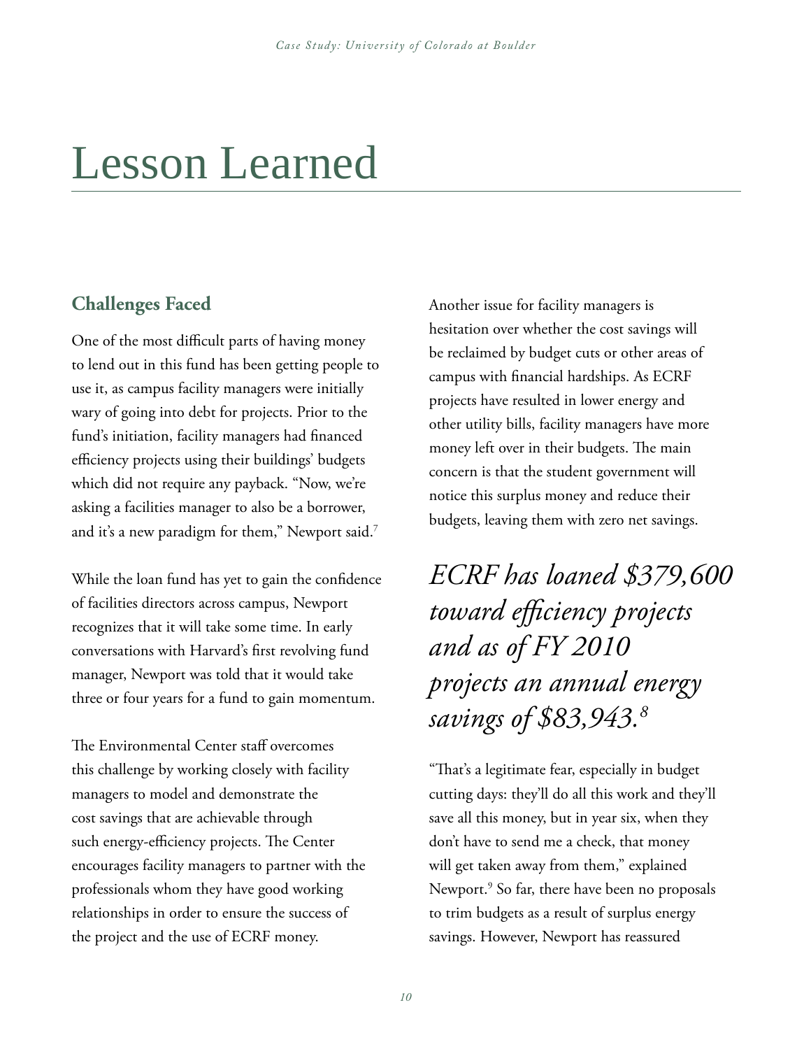# Lesson Learned

## Challenges Faced

One of the most difficult parts of having money to lend out in this fund has been getting people to use it, as campus facility managers were initially wary of going into debt for projects. Prior to the fund's initiation, facility managers had financed efficiency projects using their buildings' budgets which did not require any payback. "Now, we're asking a facilities manager to also be a borrower, and it's a new paradigm for them," Newport said.[7]

While the loan fund has yet to gain the confidence of facilities directors across campus, Newport recognizes that it will take some time. In early conversations with Harvard's first revolving fund manager, Newport was told that it would take three or four years for a fund to gain momentum.

The Environmental Center staff overcomes this challenge by working closely with facility managers to model and demonstrate the cost savings that are achievable through such energy-efficiency projects. The Center encourages facility managers to partner with the professionals whom they have good working relationships in order to ensure the success of the project and the use of ECRF money.

Another issue for facility managers is hesitation over whether the cost savings will be reclaimed by budget cuts or other areas of campus with financial hardships. As ECRF projects have resulted in lower energy and other utility bills, facility managers have more money left over in their budgets. The main concern is that the student government will notice this surplus money and reduce their budgets, leaving them with zero net savings.

*ECRF has loaned $379,600 toward efficiency projects and as of FY 2010 projects an annual energy savings of $83,943.[8]*

"That's a legitimate fear, especially in budget cutting days: they'll do all this work and they'll save all this money, but in year six, when they don't have to send me a check, that money will get taken away from them," explained Newport.[9] So far, there have been no proposals to trim budgets as a result of surplus energy savings. However, Newport has reassured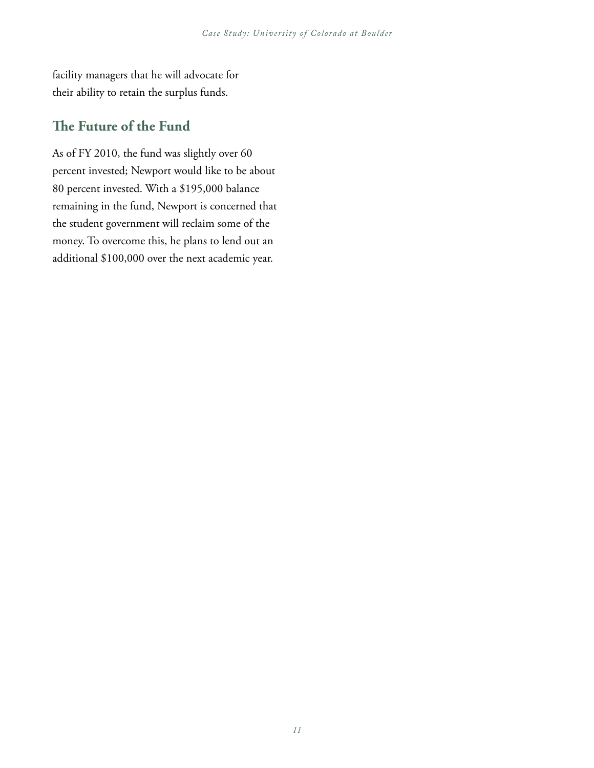facility managers that he will advocate for their ability to retain the surplus funds.

## The Future of the Fund

As of FY 2010, the fund was slightly over 60 percent invested; Newport would like to be about 80 percent invested. With a $195,000 balance remaining in the fund, Newport is concerned that the student government will reclaim some of the money. To overcome this, he plans to lend out an additional $100,000 over the next academic year.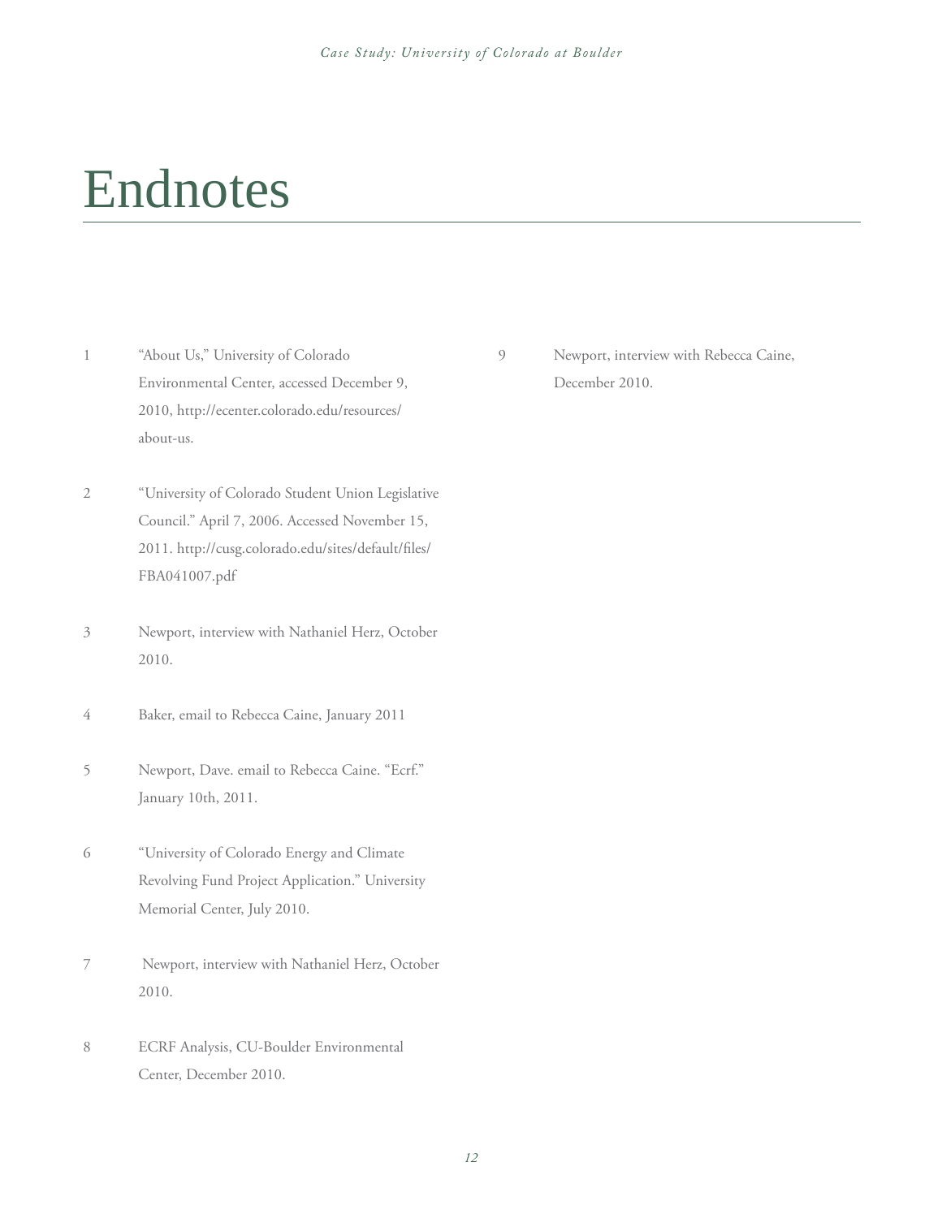# Endnotes

1. "About Us," University of Colorado Environmental Center, accessed December 9, 2010, http://ecenter.colorado.edu/resources/about-us.

2. "University of Colorado Student Union Legislative Council." April 7, 2006. Accessed November 15, 2011. http://cusg.colorado.edu/sites/default/files/FBA041007.pdf

3. Newport, interview with Nathaniel Herz, October 2010.

4. Baker, email to Rebecca Caine, January 2011

5. Newport, Dave. email to Rebecca Caine. "Ecrf." January 10th, 2011.

6. "University of Colorado Energy and Climate Revolving Fund Project Application." University Memorial Center, July 2010.

7. Newport, interview with Nathaniel Herz, October 2010.

8. ECRF Analysis, CU-Boulder Environmental Center, December 2010.

9. Newport, interview with Rebecca Caine, December 2010.